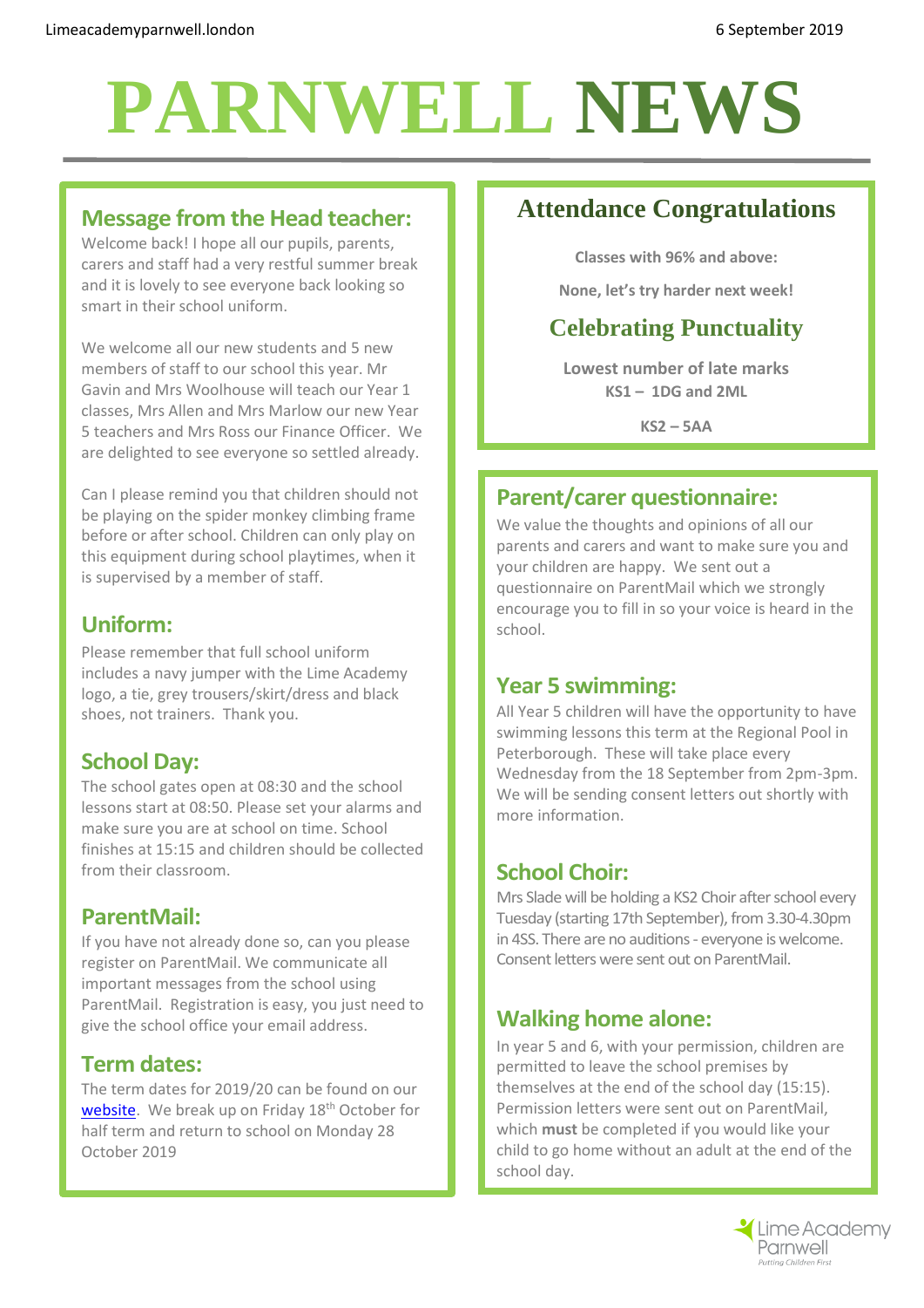# PARNWELL NEWS

6 September 2019

## Message from the Head teacher:

Welcome back! I hope all our pupils, parents, carers and staff had a very restful summer break and it is lovely to see everyone back looking so smart in their school uniform.

We welcome all our new students and 5 new members of staff to our school this year. Mr Gavin and Mrs Woolhouse will teach our Year 1 classes, Mrs Allen and Mrs Marlow our new Year 5 teachers and Mrs Ross our Finance Officer. We are delighted to see everyone so settled already.

Can I please remind you that children should not be playing on the spider monkey climbing frame before or after school. Children can only play on this equipment during school playtimes, when it is supervised by a member of staff.

## Uniform:

Please remember that full school uniform includes a navy jumper with the Lime Academy logo, a tie, grey trousers/skirt/dress and black shoes, not trainers. Thank you.

## School Day:

The school gates open at 08:30 and the school lessons start at 08:50. Please set your alarms and make sure you are at school on time. School finishes at 15:15 and children should be collected from their classroom.

## ParentMail:

If you have not already done so, can you please register on ParentMail. We communicate all important messages from the school using ParentMail. Registration is easy, you just need to give the school office your email address.

## Term dates:

The term dates for 2019/20 can be found on our website. We break up on Friday 18th October for half term and return to school on Monday 28 October 2019

## Attendance Congratulations

**Classes with 96% and above:**

**None, let's try harder next week!**

## Celebrating Punctuality

**Lowest number of late marks**
**KS1 – 1DG and 2ML**

**KS2 – 5AA**

## Parent/carer questionnaire:

We value the thoughts and opinions of all our parents and carers and want to make sure you and your children are happy. We sent out a questionnaire on ParentMail which we strongly encourage you to fill in so your voice is heard in the school.

## Year 5 swimming:

All Year 5 children will have the opportunity to have swimming lessons this term at the Regional Pool in Peterborough. These will take place every Wednesday from the 18 September from 2pm-3pm. We will be sending consent letters out shortly with more information.

## School Choir:

Mrs Slade will be holding a KS2 Choir after school every Tuesday (starting 17th September), from 3.30-4.30pm in 4SS. There are no auditions - everyone is welcome. Consent letters were sent out on ParentMail.

## Walking home alone:

In year 5 and 6, with your permission, children are permitted to leave the school premises by themselves at the end of the school day (15:15). Permission letters were sent out on ParentMail, which **must** be completed if you would like your child to go home without an adult at the end of the school day.

Lime Academy Parnwell
*Putting Children First*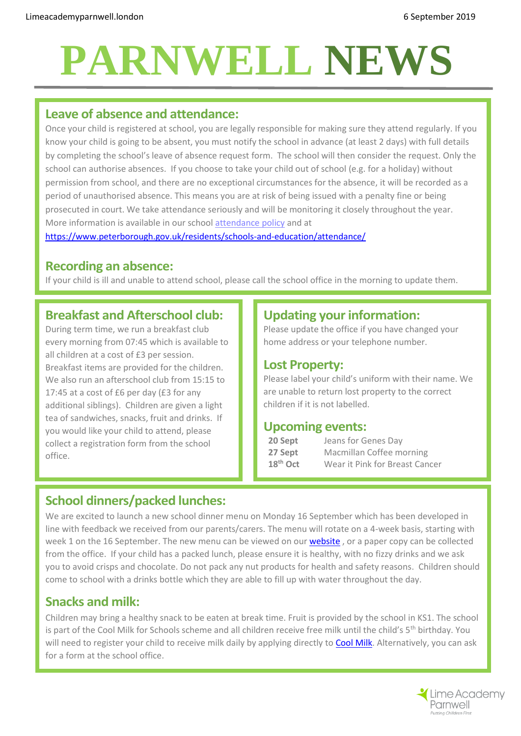# PARNWELL NEWS

## Leave of absence and attendance:

Once your child is registered at school, you are legally responsible for making sure they attend regularly. If you know your child is going to be absent, you must notify the school in advance (at least 2 days) with full details by completing the school's leave of absence request form. The school will then consider the request. Only the school can authorise absences. If you choose to take your child out of school (e.g. for a holiday) without permission from school, and there are no exceptional circumstances for the absence, it will be recorded as a period of unauthorised absence. This means you are at risk of being issued with a penalty fine or being prosecuted in court. We take attendance seriously and will be monitoring it closely throughout the year. More information is available in our school attendance policy and at https://www.peterborough.gov.uk/residents/schools-and-education/attendance/

## Recording an absence:

If your child is ill and unable to attend school, please call the school office in the morning to update them.

## Breakfast and Afterschool club:

During term time, we run a breakfast club every morning from 07:45 which is available to all children at a cost of £3 per session. Breakfast items are provided for the children. We also run an afterschool club from 15:15 to 17:45 at a cost of £6 per day (£3 for any additional siblings). Children are given a light tea of sandwiches, snacks, fruit and drinks. If you would like your child to attend, please collect a registration form from the school office.

## Updating your information:

Please update the office if you have changed your home address or your telephone number.

## Lost Property:

Please label your child's uniform with their name. We are unable to return lost property to the correct children if it is not labelled.

## Upcoming events:

| | |
|---|---|
| **20 Sept** | Jeans for Genes Day |
| **27 Sept** | Macmillan Coffee morning |
| **18th Oct** | Wear it Pink for Breast Cancer |

## School dinners/packed lunches:

We are excited to launch a new school dinner menu on Monday 16 September which has been developed in line with feedback we received from our parents/carers. The menu will rotate on a 4-week basis, starting with week 1 on the 16 September. The new menu can be viewed on our website , or a paper copy can be collected from the office. If your child has a packed lunch, please ensure it is healthy, with no fizzy drinks and we ask you to avoid crisps and chocolate. Do not pack any nut products for health and safety reasons. Children should come to school with a drinks bottle which they are able to fill up with water throughout the day.

## Snacks and milk:

Children may bring a healthy snack to be eaten at break time. Fruit is provided by the school in KS1. The school is part of the Cool Milk for Schools scheme and all children receive free milk until the child's 5th birthday. You will need to register your child to receive milk daily by applying directly to Cool Milk. Alternatively, you can ask for a form at the school office.

Lime Academy Parnwell
*Putting Children First*